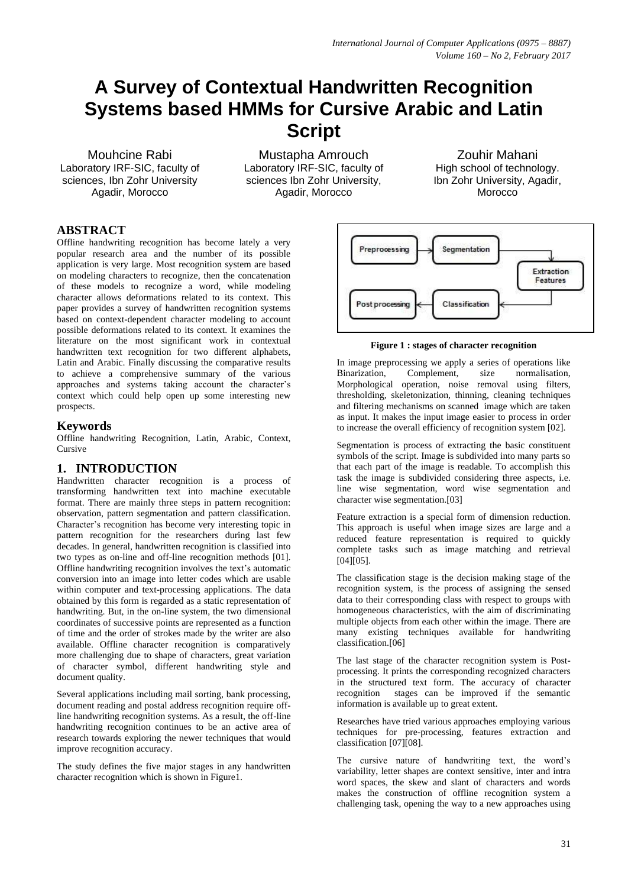# A Survey of Contextual Handwritten Recognition Systems based HMMs for Cursive Arabic and Latin Script

Mouhcine Rabi
Laboratory IRF-SIC, faculty of sciences, Ibn Zohr University Agadir, Morocco

Mustapha Amrouch
Laboratory IRF-SIC, faculty of sciences Ibn Zohr University, Agadir, Morocco

Zouhir Mahani
High school of technology. Ibn Zohr University, Agadir, Morocco

## ABSTRACT

Offline handwriting recognition has become lately a very popular research area and the number of its possible application is very large. Most recognition system are based on modeling characters to recognize, then the concatenation of these models to recognize a word, while modeling character allows deformations related to its context. This paper provides a survey of handwritten recognition systems based on context-dependent character modeling to account possible deformations related to its context. It examines the literature on the most significant work in contextual handwritten text recognition for two different alphabets, Latin and Arabic. Finally discussing the comparative results to achieve a comprehensive summary of the various approaches and systems taking account the character's context which could help open up some interesting new prospects.

## Keywords

Offline handwriting Recognition, Latin, Arabic, Context, Cursive

## 1. INTRODUCTION

Handwritten character recognition is a process of transforming handwritten text into machine executable format. There are mainly three steps in pattern recognition: observation, pattern segmentation and pattern classification. Character's recognition has become very interesting topic in pattern recognition for the researchers during last few decades. In general, handwritten recognition is classified into two types as on-line and off-line recognition methods [01]. Offline handwriting recognition involves the text's automatic conversion into an image into letter codes which are usable within computer and text-processing applications. The data obtained by this form is regarded as a static representation of handwriting. But, in the on-line system, the two dimensional coordinates of successive points are represented as a function of time and the order of strokes made by the writer are also available. Offline character recognition is comparatively more challenging due to shape of characters, great variation of character symbol, different handwriting style and document quality.

Several applications including mail sorting, bank processing, document reading and postal address recognition require off-line handwriting recognition systems. As a result, the off-line handwriting recognition continues to be an active area of research towards exploring the newer techniques that would improve recognition accuracy.

The study defines the five major stages in any handwritten character recognition which is shown in Figure1.

Preprocessing → Segmentation → Extraction Features → Classification → Post processing

**Figure 1 : stages of character recognition**

In image preprocessing we apply a series of operations like Binarization, Complement, size normalisation, Morphological operation, noise removal using filters, thresholding, skeletonization, thinning, cleaning techniques and filtering mechanisms on scanned image which are taken as input. It makes the input image easier to process in order to increase the overall efficiency of recognition system [02].

Segmentation is process of extracting the basic constituent symbols of the script. Image is subdivided into many parts so that each part of the image is readable. To accomplish this task the image is subdivided considering three aspects, i.e. line wise segmentation, word wise segmentation and character wise segmentation.[03]

Feature extraction is a special form of dimension reduction. This approach is useful when image sizes are large and a reduced feature representation is required to quickly complete tasks such as image matching and retrieval [04][05].

The classification stage is the decision making stage of the recognition system, is the process of assigning the sensed data to their corresponding class with respect to groups with homogeneous characteristics, with the aim of discriminating multiple objects from each other within the image. There are many existing techniques available for handwriting classification.[06]

The last stage of the character recognition system is Post-processing. It prints the corresponding recognized characters in the structured text form. The accuracy of character recognition stages can be improved if the semantic information is available up to great extent.

Researches have tried various approaches employing various techniques for pre-processing, features extraction and classification [07][08].

The cursive nature of handwriting text, the word's variability, letter shapes are context sensitive, inter and intra word spaces, the skew and slant of characters and words makes the construction of offline recognition system a challenging task, opening the way to a new approaches using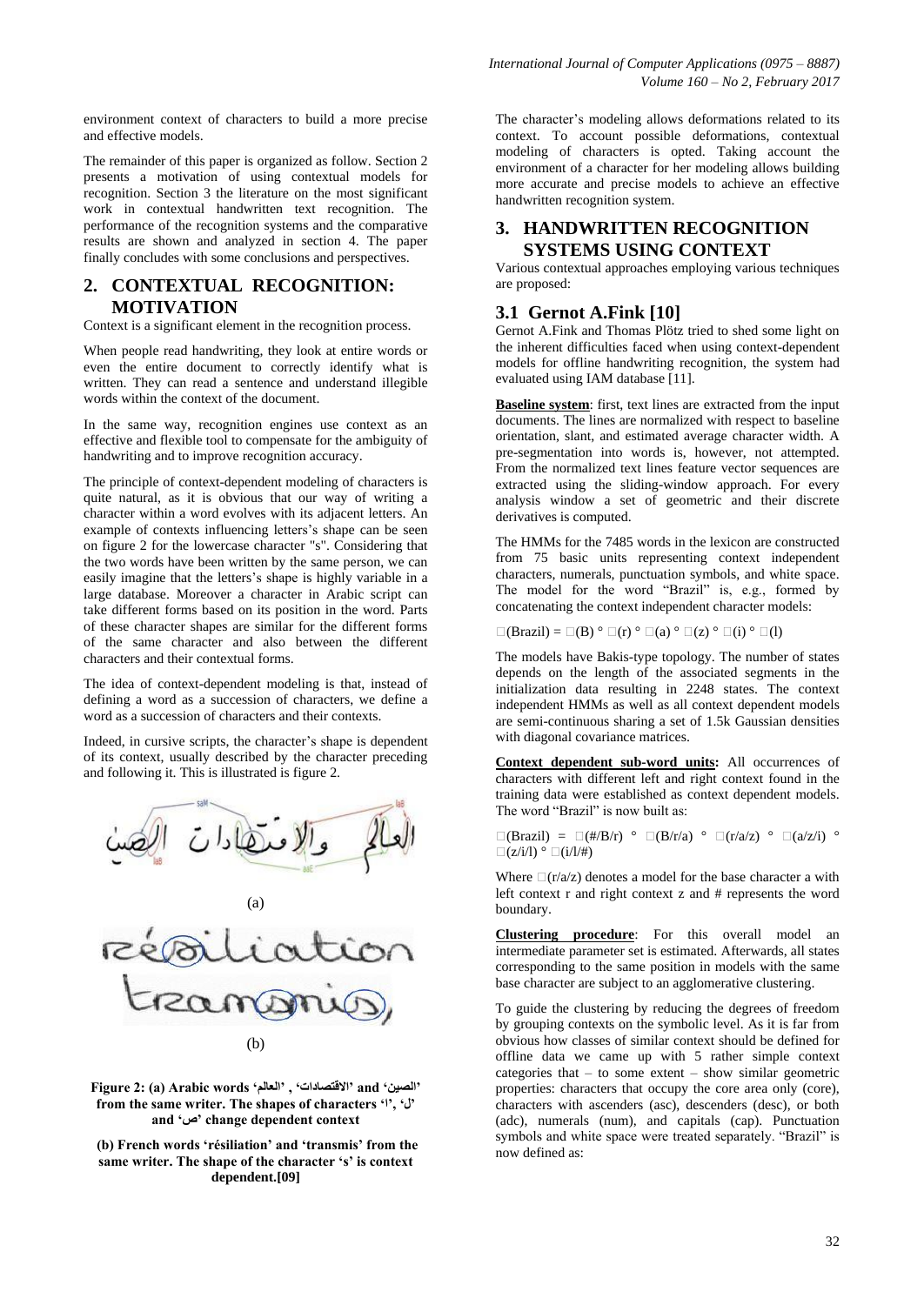environment context of characters to build a more precise and effective models.

The remainder of this paper is organized as follow. Section 2 presents a motivation of using contextual models for recognition. Section 3 the literature on the most significant work in contextual handwritten text recognition. The performance of the recognition systems and the comparative results are shown and analyzed in section 4. The paper finally concludes with some conclusions and perspectives.

## 2. CONTEXTUAL RECOGNITION: MOTIVATION

Context is a significant element in the recognition process.

When people read handwriting, they look at entire words or even the entire document to correctly identify what is written. They can read a sentence and understand illegible words within the context of the document.

In the same way, recognition engines use context as an effective and flexible tool to compensate for the ambiguity of handwriting and to improve recognition accuracy.

The principle of context-dependent modeling of characters is quite natural, as it is obvious that our way of writing a character within a word evolves with its adjacent letters. An example of contexts influencing letters's shape can be seen on figure 2 for the lowercase character "s". Considering that the two words have been written by the same person, we can easily imagine that the letters's shape is highly variable in a large database. Moreover a character in Arabic script can take different forms based on its position in the word. Parts of these character shapes are similar for the different forms of the same character and also between the different characters and their contextual forms.

The idea of context-dependent modeling is that, instead of defining a word as a succession of characters, we define a word as a succession of characters and their contexts.

Indeed, in cursive scripts, the character's shape is dependent of its context, usually described by the character preceding and following it. This is illustrated is figure 2.

(a)

(b)

**Figure 2: (a) Arabic words 'العالم' , 'الاقتصادات' and 'الصين' from the same writer. The shapes of 'ا', 'ل' and 'ص' change dependent context**

**(b) French words 'résiliation' and 'transmis' from the same writer. The shape of the character 's' is context dependent.[09]**

The character's modeling allows deformations related to its context. To account possible deformations, contextual modeling of characters is opted. Taking account the environment of a character for her modeling allows building more accurate and precise models to achieve an effective handwritten recognition system.

## 3. HANDWRITTEN RECOGNITION SYSTEMS USING CONTEXT

Various contextual approaches employing various techniques are proposed:

### 3.1 Gernot A.Fink [10]

Gernot A.Fink and Thomas Plötz tried to shed some light on the inherent difficulties faced when using context-dependent models for offline handwriting recognition, the system had evaluated using IAM database [11].

**Baseline system**: first, text lines are extracted from the input documents. The lines are normalized with respect to baseline orientation, slant, and estimated average character width. A pre-segmentation into words is, however, not attempted. From the normalized text lines feature vector sequences are extracted using the sliding-window approach. For every analysis window a set of geometric and their discrete derivatives is computed.

The HMMs for the 7485 words in the lexicon are constructed from 75 basic units representing context independent characters, numerals, punctuation symbols, and white space. The model for the word "Brazil" is, e.g., formed by concatenating the context independent character models:

□(Brazil) = □(B) ° □(r) ° □(a) ° □(z) ° □(i) ° □(l)

The models have Bakis-type topology. The number of states depends on the length of the associated segments in the initialization data resulting in 2248 states. The context independent HMMs as well as all context dependent models are semi-continuous sharing a set of 1.5k Gaussian densities with diagonal covariance matrices.

**Context dependent sub-word units:** All occurrences of characters with different left and right context found in the training data were established as context dependent models. The word "Brazil" is now built as:

□(Brazil) = □(#/B/r) ° □(B/r/a) ° □(r/a/z) ° □(a/z/i) ° □(z/i/l) ° □(i/l/#)

Where □(r/a/z) denotes a model for the base character a with left context r and right context z and # represents the word boundary.

**Clustering procedure**: For this overall model an intermediate parameter set is estimated. Afterwards, all states corresponding to the same position in models with the same base character are subject to an agglomerative clustering.

To guide the clustering by reducing the degrees of freedom by grouping contexts on the symbolic level. As it is far from obvious how classes of similar context should be defined for offline data we came up with 5 rather simple context categories that – to some extent – show similar geometric properties: characters that occupy the core area only (core), characters with ascenders (asc), descenders (desc), or both (adc), numerals (num), and capitals (cap). Punctuation symbols and white space were treated separately. "Brazil" is now defined as: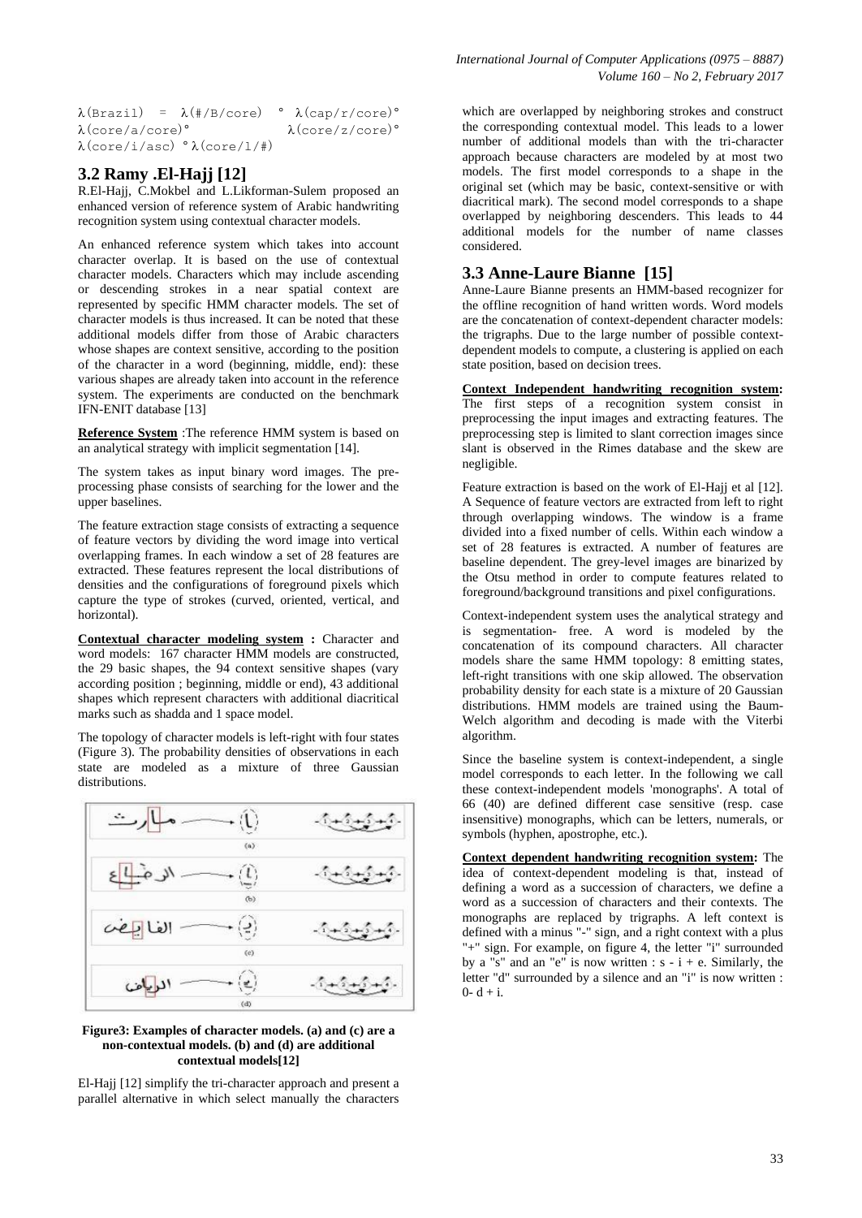λ(Brazil) = λ(#/B/core) ° λ(cap/r/core)° λ(core/a/core)° λ(core/z/core)° λ(core/i/asc) ° λ(core/l/#)

## 3.2 Ramy .El-Hajj [12]

R.El-Hajj, C.Mokbel and L.Likforman-Sulem proposed an enhanced version of reference system of Arabic handwriting recognition system using contextual character models.

An enhanced reference system which takes into account character overlap. It is based on the use of contextual character models. Characters which may include ascending or descending strokes in a near spatial context are represented by specific HMM character models. The set of character models is thus increased. It can be noted that these additional models differ from those of Arabic characters whose shapes are context sensitive, according to the position of the character in a word (beginning, middle, end): these various shapes are already taken into account in the reference system. The experiments are conducted on the benchmark IFN-ENIT database [13]

**Reference System** :The reference HMM system is based on an analytical strategy with implicit segmentation [14].

The system takes as input binary word images. The pre-processing phase consists of searching for the lower and the upper baselines.

The feature extraction stage consists of extracting a sequence of feature vectors by dividing the word image into vertical overlapping frames. In each window a set of 28 features are extracted. These features represent the local distributions of densities and the configurations of foreground pixels which capture the type of strokes (curved, oriented, vertical, and horizontal).

**Contextual character modeling system :** Character and word models: 167 character HMM models are constructed, the 29 basic shapes, the 94 context sensitive shapes (vary according position ; beginning, middle or end), 43 additional shapes which represent characters with additional diacritical marks such as shadda and 1 space model.

The topology of character models is left-right with four states (Figure 3). The probability densities of observations in each state are modeled as a mixture of three Gaussian distributions.

**Figure3: Examples of character models. (a) and (c) are a non-contextual models. (b) and (d) are additional contextual models[12]**

El-Hajj [12] simplify the tri-character approach and present a parallel alternative in which select manually the characters which are overlapped by neighboring strokes and construct the corresponding contextual model. This leads to a lower number of additional models than with the tri-character approach because characters are modeled by at most two models. The first model corresponds to a shape in the original set (which may be basic, context-sensitive or with diacritical mark). The second model corresponds to a shape overlapped by neighboring descenders. This leads to 44 additional models for the number of name classes considered.

## 3.3 Anne-Laure Bianne [15]

Anne-Laure Bianne presents an HMM-based recognizer for the offline recognition of hand written words. Word models are the concatenation of context-dependent character models: the trigraphs. Due to the large number of possible context-dependent models to compute, a clustering is applied on each state position, based on decision trees.

**Context Independent handwriting recognition system:** The first steps of a recognition system consist in preprocessing the input images and extracting features. The preprocessing step is limited to slant correction images since slant is observed in the Rimes database and the skew are negligible.

Feature extraction is based on the work of El-Hajj et al [12]. A Sequence of feature vectors are extracted from left to right through overlapping windows. The window is a frame divided into a fixed number of cells. Within each window a set of 28 features is extracted. A number of features are baseline dependent. The grey-level images are binarized by the Otsu method in order to compute features related to foreground/background transitions and pixel configurations.

Context-independent system uses the analytical strategy and is segmentation- free. A word is modeled by the concatenation of its compound characters. All character models share the same HMM topology: 8 emitting states, left-right transitions with one skip allowed. The observation probability density for each state is a mixture of 20 Gaussian distributions. HMM models are trained using the Baum-Welch algorithm and decoding is made with the Viterbi algorithm.

Since the baseline system is context-independent, a single model corresponds to each letter. In the following we call these context-independent models 'monographs'. A total of 66 (40) are defined different case sensitive (resp. case insensitive) monographs, which can be letters, numerals, or symbols (hyphen, apostrophe, etc.).

**Context dependent handwriting recognition system:** The idea of context-dependent modeling is that, instead of defining a word as a succession of characters, we define a word as a succession of characters and their contexts. The monographs are replaced by trigraphs. A left context is defined with a minus "-" sign, and a right context with a plus "+" sign. For example, on figure 4, the letter "i" surrounded by a "s" and an "e" is now written : s - i + e. Similarly, the letter "d" surrounded by a silence and an "i" is now written : 0- d + i.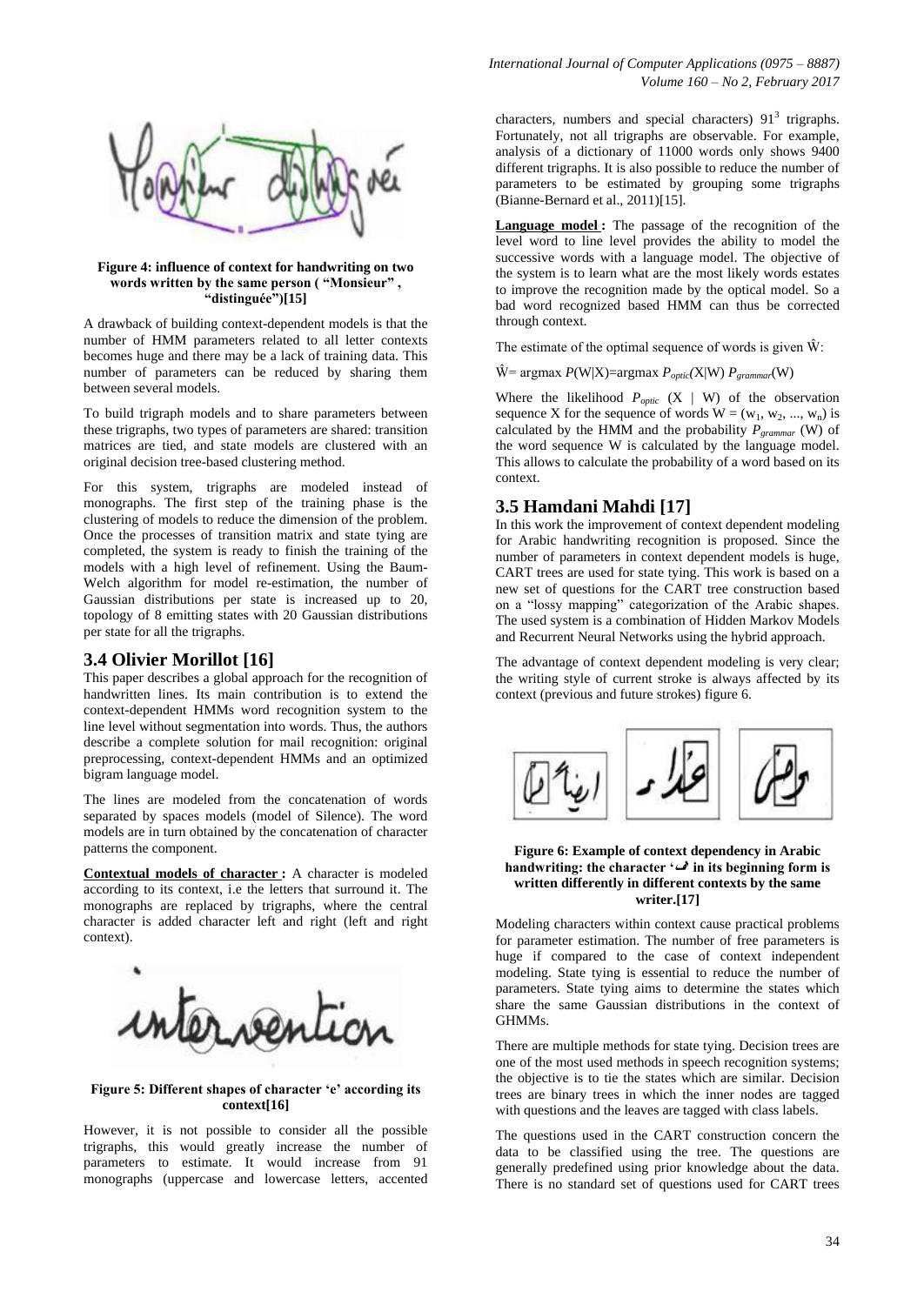**Figure 4: influence of context for handwriting on two words written by the same person ( "Monsieur" , "distinguée")[15]**

A drawback of building context-dependent models is that the number of HMM parameters related to all letter contexts becomes huge and there may be a lack of training data. This number of parameters can be reduced by sharing them between several models.

To build trigraph models and to share parameters between these trigraphs, two types of parameters are shared: transition matrices are tied, and state models are clustered with an original decision tree-based clustering method.

For this system, trigraphs are modeled instead of monographs. The first step of the training phase is the clustering of models to reduce the dimension of the problem. Once the processes of transition matrix and state tying are completed, the system is ready to finish the training of the models with a high level of refinement. Using the Baum-Welch algorithm for model re-estimation, the number of Gaussian distributions per state is increased up to 20, topology of 8 emitting states with 20 Gaussian distributions per state for all the trigraphs.

### 3.4 Olivier Morillot [16]

This paper describes a global approach for the recognition of handwritten lines. Its main contribution is to extend the context-dependent HMMs word recognition system to the line level without segmentation into words. Thus, the authors describe a complete solution for mail recognition: original preprocessing, context-dependent HMMs and an optimized bigram language model.

The lines are modeled from the concatenation of words separated by spaces models (model of Silence). The word models are in turn obtained by the concatenation of character patterns the component.

**Contextual models of character :** A character is modeled according to its context, i.e the letters that surround it. The monographs are replaced by trigraphs, where the central character is added character left and right (left and right context).

**Figure 5: Different shapes of character 'e' according its context[16]**

However, it is not possible to consider all the possible trigraphs, this would greatly increase the number of parameters to estimate. It would increase from 91 monographs (uppercase and lowercase letters, accented characters, numbers and special characters) $91^3$ trigraphs. Fortunately, not all trigraphs are observable. For example, analysis of a dictionary of 11000 words only shows 9400 different trigraphs. It is also possible to reduce the number of parameters to be estimated by grouping some trigraphs (Bianne-Bernard et al., 2011)[15].

**Language model :** The passage of the recognition of the level word to line level provides the ability to model the successive words with a language model. The objective of the system is to learn what are the most likely words estates to improve the recognition made by the optical model. So a bad word recognized based HMM can thus be corrected through context.

The estimate of the optimal sequence of words is given $\hat{W}$:

$\hat{W}$= argmax $P(W|X)$=argmax $P_{optic}(X|W)\, P_{grammar}(W)$

Where the likelihood $P_{optic}$ (X | W) of the observation sequence X for the sequence of words $W = (w_1, w_2, ..., w_n)$ is calculated by the HMM and the probability $P_{grammar}$ (W) of the word sequence W is calculated by the language model. This allows to calculate the probability of a word based on its context.

### 3.5 Hamdani Mahdi [17]

In this work the improvement of context dependent modeling for Arabic handwriting recognition is proposed. Since the number of parameters in context dependent models is huge, CART trees are used for state tying. This work is based on a new set of questions for the CART tree construction based on a "lossy mapping" categorization of the Arabic shapes. The used system is a combination of Hidden Markov Models and Recurrent Neural Networks using the hybrid approach.

The advantage of context dependent modeling is very clear; the writing style of current stroke is always affected by its context (previous and future strokes) figure 6.

**Figure 6: Example of context dependency in Arabic handwriting: the character 'ـصـ' in its beginning form is written differently in different contexts by the same writer.[17]**

Modeling characters within context cause practical problems for parameter estimation. The number of free parameters is huge if compared to the case of context independent modeling. State tying is essential to reduce the number of parameters. State tying aims to determine the states which share the same Gaussian distributions in the context of GHMMs.

There are multiple methods for state tying. Decision trees are one of the most used methods in speech recognition systems; the objective is to tie the states which are similar. Decision trees are binary trees in which the inner nodes are tagged with questions and the leaves are tagged with class labels.

The questions used in the CART construction concern the data to be classified using the tree. The questions are generally predefined using prior knowledge about the data. There is no standard set of questions used for CART trees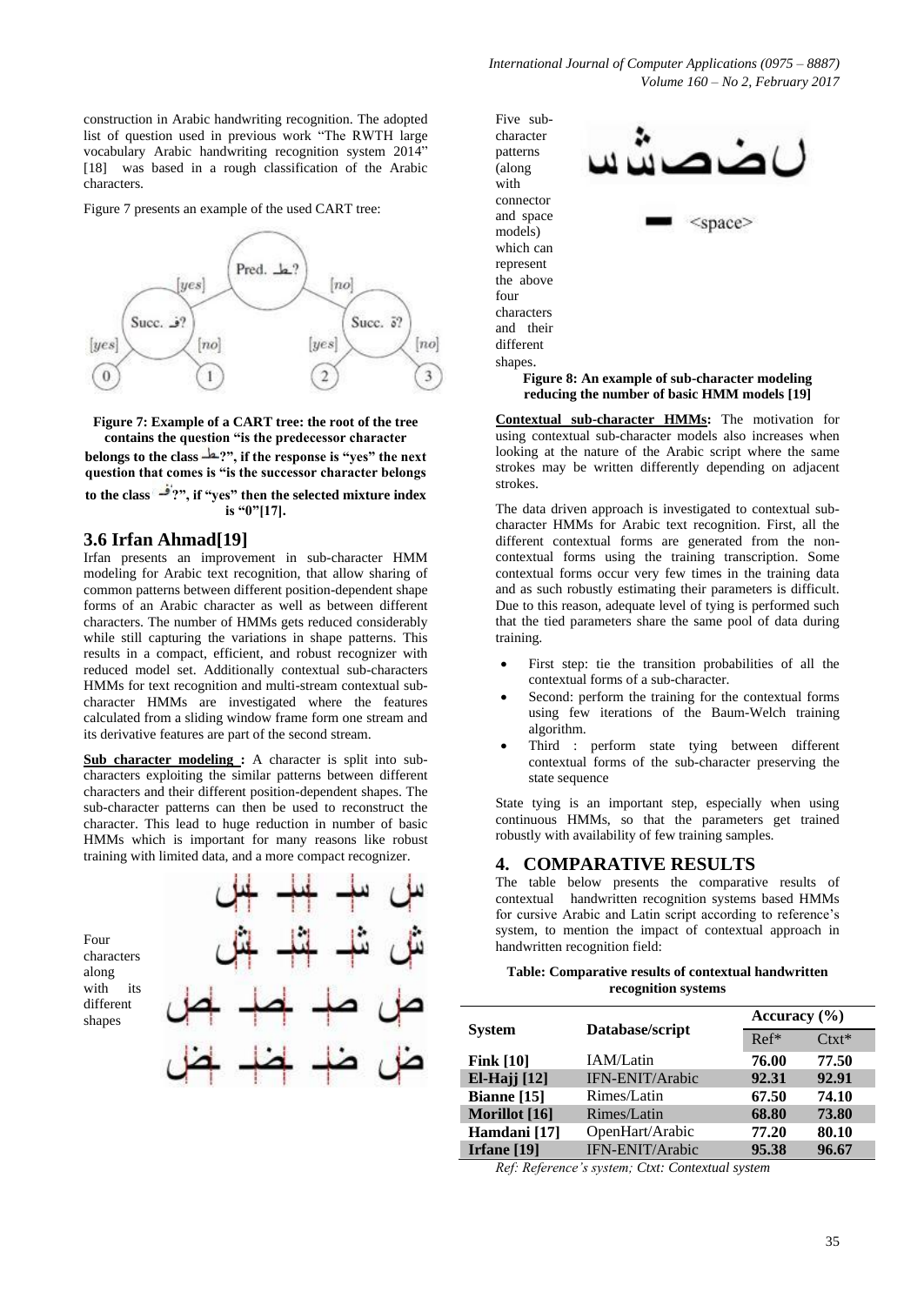construction in Arabic handwriting recognition. The adopted list of question used in previous work "The RWTH large vocabulary Arabic handwriting recognition system 2014" [18] was based in a rough classification of the Arabic characters.

Figure 7 presents an example of the used CART tree:

**Figure 7: Example of a CART tree: the root of the tree contains the question "is the predecessor character belongs to the class ـط?", if the response is "yes" the next question that comes is "is the successor character belongs to the class ـڤ?", if "yes" then the selected mixture index is "0"[17].**

## 3.6 Irfan Ahmad[19]

Irfan presents an improvement in sub-character HMM modeling for Arabic text recognition, that allow sharing of common patterns between different position-dependent shape forms of an Arabic character as well as between different characters. The number of HMMs gets reduced considerably while still capturing the variations in shape patterns. This results in a compact, efficient, and robust recognizer with reduced model set. Additionally contextual sub-characters HMMs for text recognition and multi-stream contextual sub-character HMMs are investigated where the features calculated from a sliding window frame form one stream and its derivative features are part of the second stream.

**Sub character modeling :** A character is split into sub-characters exploiting the similar patterns between different characters and their different position-dependent shapes. The sub-character patterns can then be used to reconstruct the character. This lead to huge reduction in number of basic HMMs which is important for many reasons like robust training with limited data, and a more compact recognizer.

Four characters along with its different shapes

Five sub-character patterns (along with connector and space models) which can represent the above four characters and their different shapes.

**Figure 8: An example of sub-character modeling reducing the number of basic HMM models [19]**

**Contextual sub-character HMMs:** The motivation for using contextual sub-character models also increases when looking at the nature of the Arabic script where the same strokes may be written differently depending on adjacent strokes.

The data driven approach is investigated to contextual sub-character HMMs for Arabic text recognition. First, all the different contextual forms are generated from the non-contextual forms using the training transcription. Some contextual forms occur very few times in the training data and as such robustly estimating their parameters is difficult. Due to this reason, adequate level of tying is performed such that the tied parameters share the same pool of data during training.

- First step: tie the transition probabilities of all the contextual forms of a sub-character.
- Second: perform the training for the contextual forms using few iterations of the Baum-Welch training algorithm.
- Third : perform state tying between different contextual forms of the sub-character preserving the state sequence

State tying is an important step, especially when using continuous HMMs, so that the parameters get trained robustly with availability of few training samples.

# 4. COMPARATIVE RESULTS

The table below presents the comparative results of contextual handwritten recognition systems based HMMs for cursive Arabic and Latin script according to reference's system, to mention the impact of contextual approach in handwritten recognition field:

**Table: Comparative results of contextual handwritten recognition systems**

| System | Database/script | Accuracy (%) | |
|---|---|---|---|
| | | Ref* | Ctxt* |
| **Fink [10]** | IAM/Latin | **76.00** | **77.50** |
| **El-Hajj [12]** | IFN-ENIT/Arabic | **92.31** | **92.91** |
| **Bianne [15]** | Rimes/Latin | **67.50** | **74.10** |
| **Morillot [16]** | Rimes/Latin | **68.80** | **73.80** |
| **Hamdani [17]** | OpenHart/Arabic | **77.20** | **80.10** |
| **Irfane [19]** | IFN-ENIT/Arabic | **95.38** | **96.67** |

*Ref: Reference's system; Ctxt: Contextual system*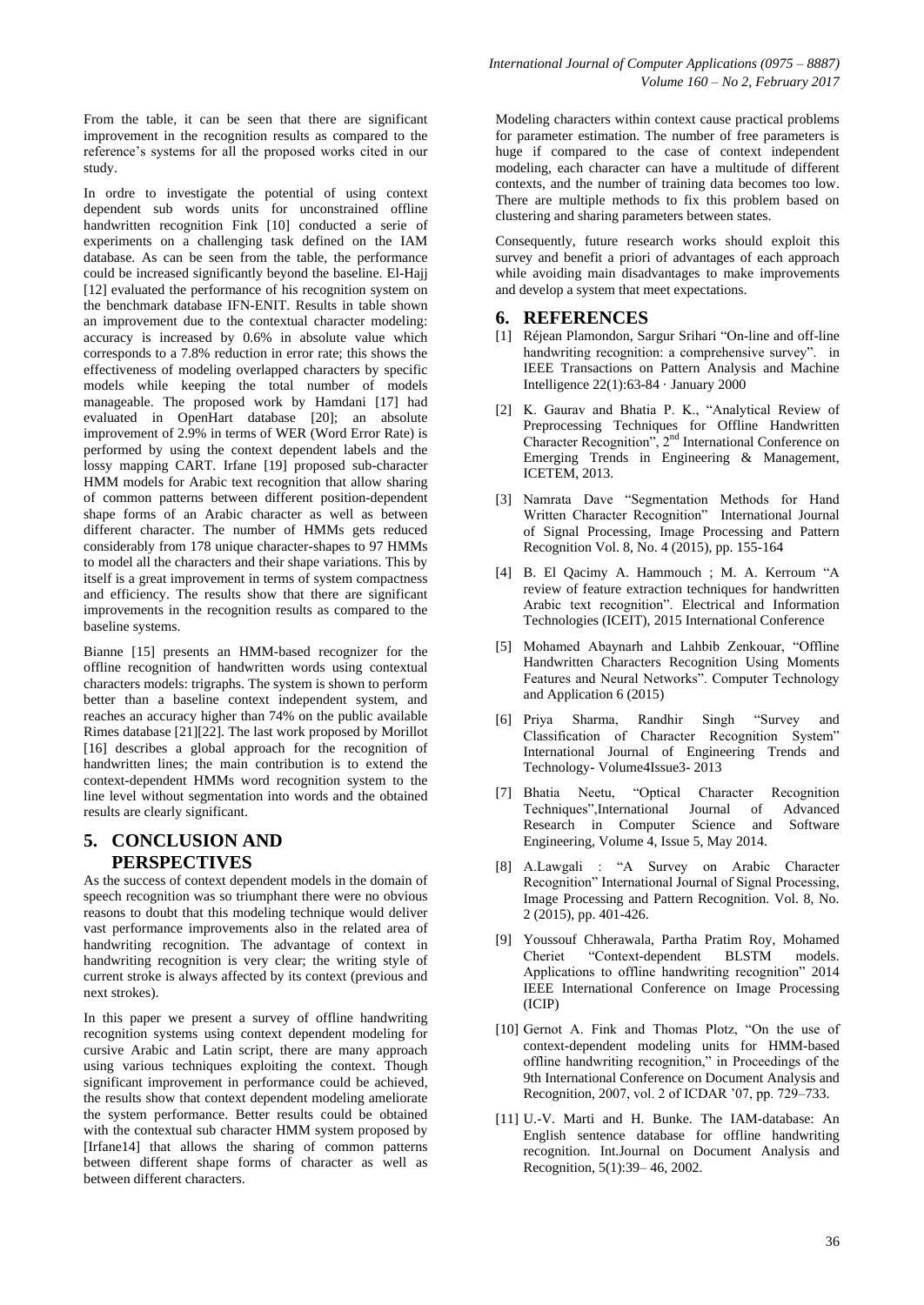From the table, it can be seen that there are significant improvement in the recognition results as compared to the reference's systems for all the proposed works cited in our study.

In ordre to investigate the potential of using context dependent sub words units for unconstrained offline handwritten recognition Fink [10] conducted a serie of experiments on a challenging task defined on the IAM database. As can be seen from the table, the performance could be increased significantly beyond the baseline. El-Hajj [12] evaluated the performance of his recognition system on the benchmark database IFN-ENIT. Results in table shown an improvement due to the contextual character modeling: accuracy is increased by 0.6% in absolute value which corresponds to a 7.8% reduction in error rate; this shows the effectiveness of modeling overlapped characters by specific models while keeping the total number of models manageable. The proposed work by Hamdani [17] had evaluated in OpenHart database [20]; an absolute improvement of 2.9% in terms of WER (Word Error Rate) is performed by using the context dependent labels and the lossy mapping CART. Irfane [19] proposed sub-character HMM models for Arabic text recognition that allow sharing of common patterns between different position-dependent shape forms of an Arabic character as well as between different character. The number of HMMs gets reduced considerably from 178 unique character-shapes to 97 HMMs to model all the characters and their shape variations. This by itself is a great improvement in terms of system compactness and efficiency. The results show that there are significant improvements in the recognition results as compared to the baseline systems.

Bianne [15] presents an HMM-based recognizer for the offline recognition of handwritten words using contextual characters models: trigraphs. The system is shown to perform better than a baseline context independent system, and reaches an accuracy higher than 74% on the public available Rimes database [21][22]. The last work proposed by Morillot [16] describes a global approach for the recognition of handwritten lines; the main contribution is to extend the context-dependent HMMs word recognition system to the line level without segmentation into words and the obtained results are clearly significant.

## 5. CONCLUSION AND PERSPECTIVES

As the success of context dependent models in the domain of speech recognition was so triumphant there were no obvious reasons to doubt that this modeling technique would deliver vast performance improvements also in the related area of handwriting recognition. The advantage of context in handwriting recognition is very clear; the writing style of current stroke is always affected by its context (previous and next strokes).

In this paper we present a survey of offline handwriting recognition systems using context dependent modeling for cursive Arabic and Latin script, there are many approach using various techniques exploiting the context. Though significant improvement in performance could be achieved, the results show that context dependent modeling ameliorate the system performance. Better results could be obtained with the contextual sub character HMM system proposed by [Irfane14] that allows the sharing of common patterns between different shape forms of character as well as between different characters.

Modeling characters within context cause practical problems for parameter estimation. The number of free parameters is huge if compared to the case of context independent modeling, each character can have a multitude of different contexts, and the number of training data becomes too low. There are multiple methods to fix this problem based on clustering and sharing parameters between states.

Consequently, future research works should exploit this survey and benefit a priori of advantages of each approach while avoiding main disadvantages to make improvements and develop a system that meet expectations.

## 6. REFERENCES

[1] Réjean Plamondon, Sargur Srihari "On-line and off-line handwriting recognition: a comprehensive survey". in IEEE Transactions on Pattern Analysis and Machine Intelligence 22(1):63-84 · January 2000

[2] K. Gaurav and Bhatia P. K., "Analytical Review of Preprocessing Techniques for Offline Handwritten Character Recognition", 2nd International Conference on Emerging Trends in Engineering & Management, ICETEM, 2013.

[3] Namrata Dave "Segmentation Methods for Hand Written Character Recognition" International Journal of Signal Processing, Image Processing and Pattern Recognition Vol. 8, No. 4 (2015), pp. 155-164

[4] B. El Qacimy A. Hammouch ; M. A. Kerroum "A review of feature extraction techniques for handwritten Arabic text recognition". Electrical and Information Technologies (ICEIT), 2015 International Conference

[5] Mohamed Abaynarh and Lahbib Zenkouar, "Offline Handwritten Characters Recognition Using Moments Features and Neural Networks". Computer Technology and Application 6 (2015)

[6] Priya Sharma, Randhir Singh "Survey and Classification of Character Recognition System" International Journal of Engineering Trends and Technology- Volume4Issue3- 2013

[7] Bhatia Neetu, "Optical Character Recognition Techniques",International Journal of Advanced Research in Computer Science and Software Engineering, Volume 4, Issue 5, May 2014.

[8] A.Lawgali : "A Survey on Arabic Character Recognition" International Journal of Signal Processing, Image Processing and Pattern Recognition. Vol. 8, No. 2 (2015), pp. 401-426.

[9] Youssouf Chherawala, Partha Pratim Roy, Mohamed Cheriet "Context-dependent BLSTM models. Applications to offline handwriting recognition" 2014 IEEE International Conference on Image Processing (ICIP)

[10] Gernot A. Fink and Thomas Plotz, "On the use of context-dependent modeling units for HMM-based offline handwriting recognition," in Proceedings of the 9th International Conference on Document Analysis and Recognition, 2007, vol. 2 of ICDAR '07, pp. 729–733.

[11] U.-V. Marti and H. Bunke. The IAM-database: An English sentence database for offline handwriting recognition. Int.Journal on Document Analysis and Recognition, 5(1):39– 46, 2002.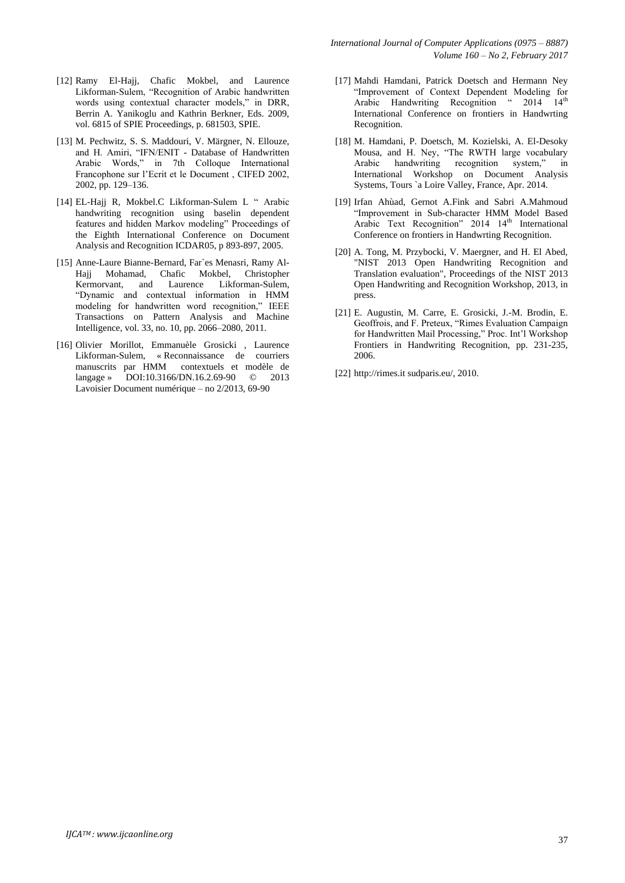[12] Ramy El-Hajj, Chafic Mokbel, and Laurence Likforman-Sulem, "Recognition of Arabic handwritten words using contextual character models," in DRR, Berrin A. Yanikoglu and Kathrin Berkner, Eds. 2009, vol. 6815 of SPIE Proceedings, p. 681503, SPIE.

[13] M. Pechwitz, S. S. Maddouri, V. Märgner, N. Ellouze, and H. Amiri, "IFN/ENIT - Database of Handwritten Arabic Words," in 7th Colloque International Francophone sur l'Ecrit et le Document , CIFED 2002, 2002, pp. 129–136.

[14] EL-Hajj R, Mokbel.C Likforman-Sulem L " Arabic handwriting recognition using baselin dependent features and hidden Markov modeling" Proceedings of the Eighth International Conference on Document Analysis and Recognition ICDAR05, p 893-897, 2005.

[15] Anne-Laure Bianne-Bernard, Far`es Menasri, Ramy Al-Hajj Mohamad, Chafic Mokbel, Christopher Kermorvant, and Laurence Likforman-Sulem, "Dynamic and contextual information in HMM modeling for handwritten word recognition," IEEE Transactions on Pattern Analysis and Machine Intelligence, vol. 33, no. 10, pp. 2066–2080, 2011.

[16] Olivier Morillot, Emmanuèle Grosicki , Laurence Likforman-Sulem, « Reconnaissance de courriers manuscrits par HMM contextuels et modèle de langage » DOI:10.3166/DN.16.2.69-90 © 2013 Lavoisier Document numérique – no 2/2013, 69-90

[17] Mahdi Hamdani, Patrick Doetsch and Hermann Ney "Improvement of Context Dependent Modeling for Arabic Handwriting Recognition " 2014 14th International Conference on frontiers in Handwrting Recognition.

[18] M. Hamdani, P. Doetsch, M. Kozielski, A. El-Desoky Mousa, and H. Ney, "The RWTH large vocabulary Arabic handwriting recognition system," in International Workshop on Document Analysis Systems, Tours `a Loire Valley, France, Apr. 2014.

[19] Irfan Ahùad, Gernot A.Fink and Sabri A.Mahmoud "Improvement in Sub-character HMM Model Based Arabic Text Recognition" 2014 14th International Conference on frontiers in Handwrting Recognition.

[20] A. Tong, M. Przybocki, V. Maergner, and H. El Abed, "NIST 2013 Open Handwriting Recognition and Translation evaluation", Proceedings of the NIST 2013 Open Handwriting and Recognition Workshop, 2013, in press.

[21] E. Augustin, M. Carre, E. Grosicki, J.-M. Brodin, E. Geoffrois, and F. Preteux, "Rimes Evaluation Campaign for Handwritten Mail Processing," Proc. Int'l Workshop Frontiers in Handwriting Recognition, pp. 231-235, 2006.

[22] http://rimes.it sudparis.eu/, 2010.